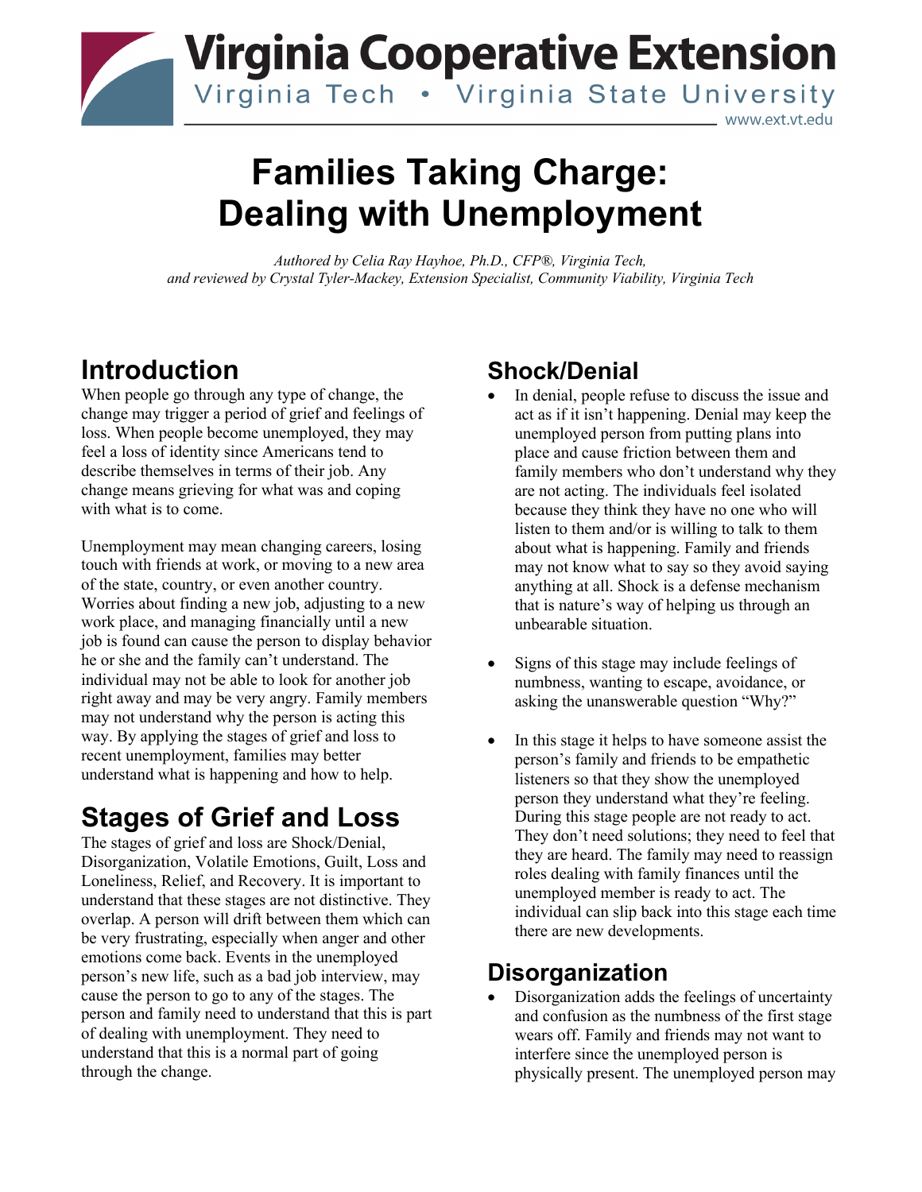# Families Taking Charge: Dealing with Unemployment

*Authored by Celia Ray Hayhoe, Ph.D., CFP®, Virginia Tech, and reviewed by Crystal Tyler-Mackey, Extension Specialist, Community Viability, Virginia Tech*

## Introduction

When people go through any type of change, the change may trigger a period of grief and feelings of loss. When people become unemployed, they may feel a loss of identity since Americans tend to describe themselves in terms of their job. Any change means grieving for what was and coping with what is to come.

Unemployment may mean changing careers, losing touch with friends at work, or moving to a new area of the state, country, or even another country. Worries about finding a new job, adjusting to a new work place, and managing financially until a new job is found can cause the person to display behavior he or she and the family can't understand. The individual may not be able to look for another job right away and may be very angry. Family members may not understand why the person is acting this way. By applying the stages of grief and loss to recent unemployment, families may better understand what is happening and how to help.

## Stages of Grief and Loss

The stages of grief and loss are Shock/Denial, Disorganization, Volatile Emotions, Guilt, Loss and Loneliness, Relief, and Recovery. It is important to understand that these stages are not distinctive. They overlap. A person will drift between them which can be very frustrating, especially when anger and other emotions come back. Events in the unemployed person's new life, such as a bad job interview, may cause the person to go to any of the stages. The person and family need to understand that this is part of dealing with unemployment. They need to understand that this is a normal part of going through the change.

## Shock/Denial

- In denial, people refuse to discuss the issue and act as if it isn't happening. Denial may keep the unemployed person from putting plans into place and cause friction between them and family members who don't understand why they are not acting. The individuals feel isolated because they think they have no one who will listen to them and/or is willing to talk to them about what is happening. Family and friends may not know what to say so they avoid saying anything at all. Shock is a defense mechanism that is nature's way of helping us through an unbearable situation.

- Signs of this stage may include feelings of numbness, wanting to escape, avoidance, or asking the unanswerable question "Why?"

- In this stage it helps to have someone assist the person's family and friends to be empathetic listeners so that they show the unemployed person they understand what they're feeling. During this stage people are not ready to act. They don't need solutions; they need to feel that they are heard. The family may need to reassign roles dealing with family finances until the unemployed member is ready to act. The individual can slip back into this stage each time there are new developments.

## Disorganization

- Disorganization adds the feelings of uncertainty and confusion as the numbness of the first stage wears off. Family and friends may not want to interfere since the unemployed person is physically present. The unemployed person may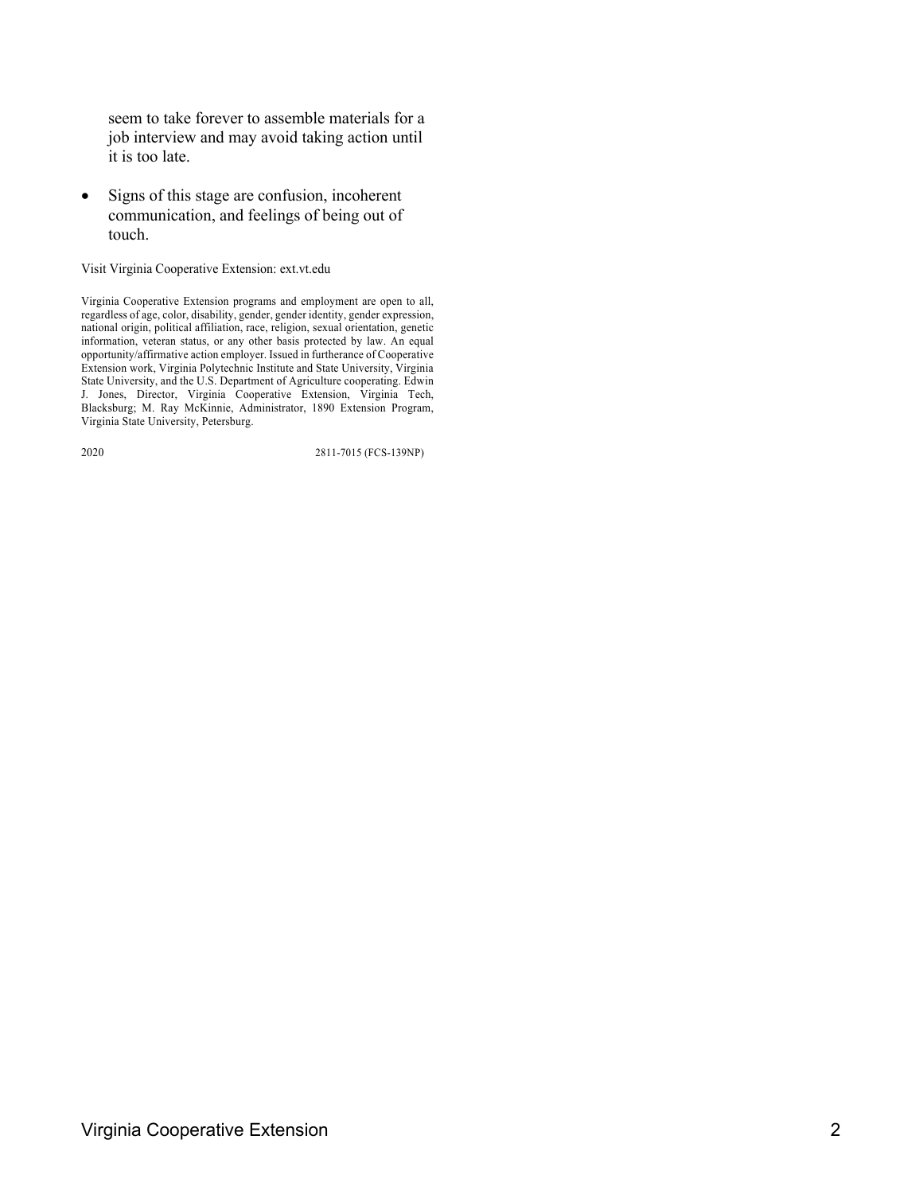seem to take forever to assemble materials for a job interview and may avoid taking action until it is too late.

- Signs of this stage are confusion, incoherent communication, and feelings of being out of touch.

Visit Virginia Cooperative Extension: ext.vt.edu

Virginia Cooperative Extension programs and employment are open to all, regardless of age, color, disability, gender, gender identity, gender expression, national origin, political affiliation, race, religion, sexual orientation, genetic information, veteran status, or any other basis protected by law. An equal opportunity/affirmative action employer. Issued in furtherance of Cooperative Extension work, Virginia Polytechnic Institute and State University, Virginia State University, and the U.S. Department of Agriculture cooperating. Edwin J. Jones, Director, Virginia Cooperative Extension, Virginia Tech, Blacksburg; M. Ray McKinnie, Administrator, 1890 Extension Program, Virginia State University, Petersburg.

2020 2811-7015 (FCS-139NP)